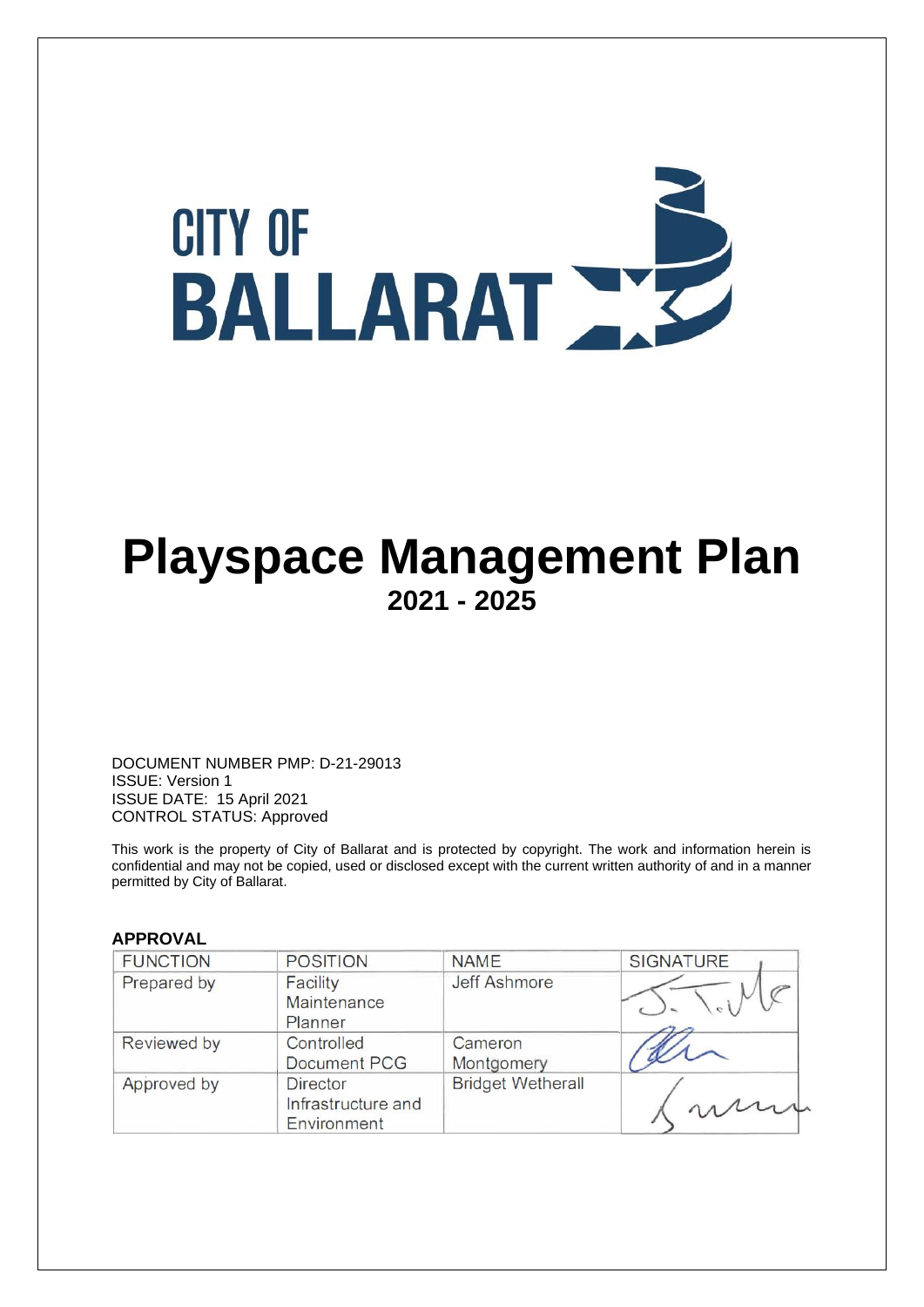CITY OF BALLARAT

# Playspace Management Plan

## 2021 - 2025

DOCUMENT NUMBER PMP: D-21-29013
ISSUE: Version 1
ISSUE DATE: 15 April 2021
CONTROL STATUS: Approved

This work is the property of City of Ballarat and is protected by copyright. The work and information herein is confidential and may not be copied, used or disclosed except with the current written authority of and in a manner permitted by City of Ballarat.

**APPROVAL**

| FUNCTION | POSITION | NAME | SIGNATURE |
|---|---|---|---|
| Prepared by | Facility Maintenance Planner | Jeff Ashmore | |
| Reviewed by | Controlled Document PCG | Cameron Montgomery | |
| Approved by | Director Infrastructure and Environment | Bridget Wetherall | |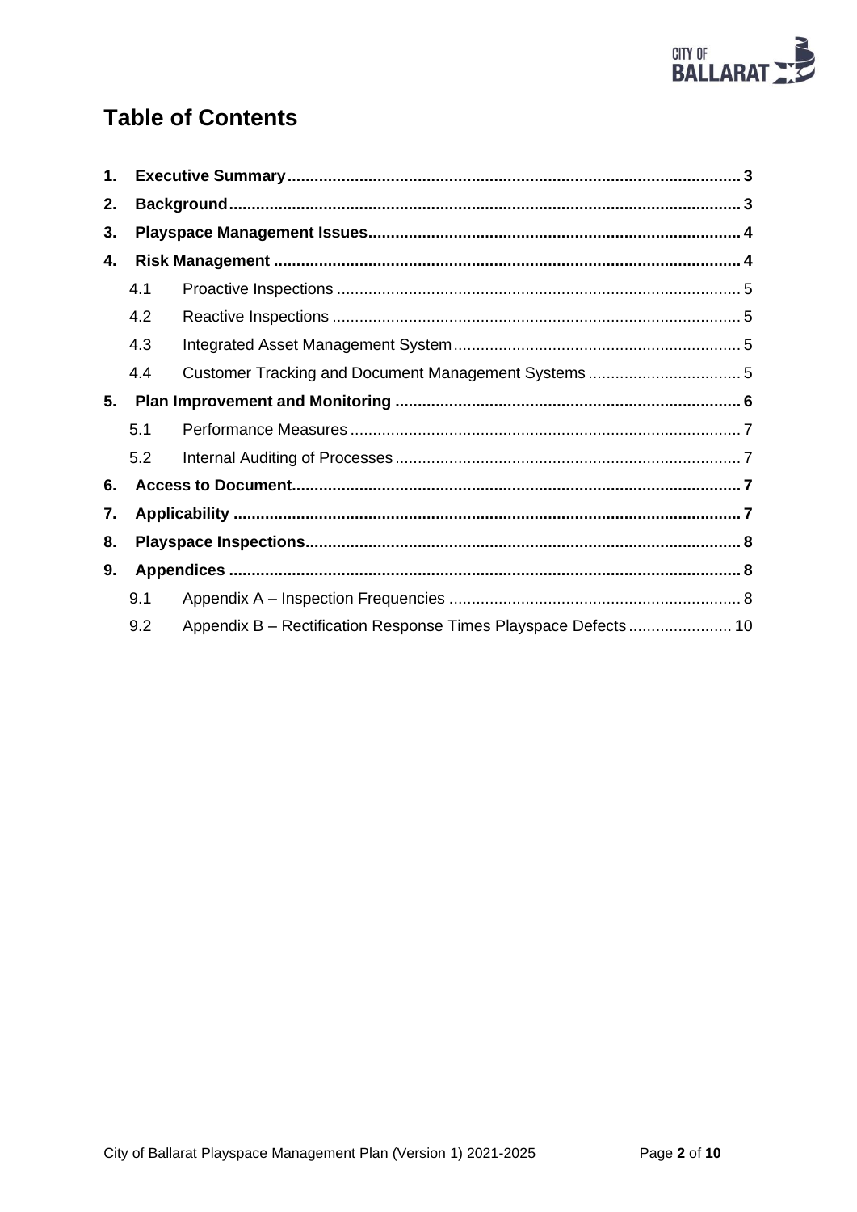# Table of Contents

**1. Executive Summary** .......... **3**

**2. Background** .......... **3**

**3. Playspace Management Issues** .......... **4**

**4. Risk Management** .......... **4**

- 4.1 Proactive Inspections .......... 5
- 4.2 Reactive Inspections .......... 5
- 4.3 Integrated Asset Management System .......... 5
- 4.4 Customer Tracking and Document Management Systems .......... 5

**5. Plan Improvement and Monitoring** .......... **6**

- 5.1 Performance Measures .......... 7
- 5.2 Internal Auditing of Processes .......... 7

**6. Access to Document** .......... **7**

**7. Applicability** .......... **7**

**8. Playspace Inspections** .......... **8**

**9. Appendices** .......... **8**

- 9.1 Appendix A – Inspection Frequencies .......... 8
- 9.2 Appendix B – Rectification Response Times Playspace Defects .......... 10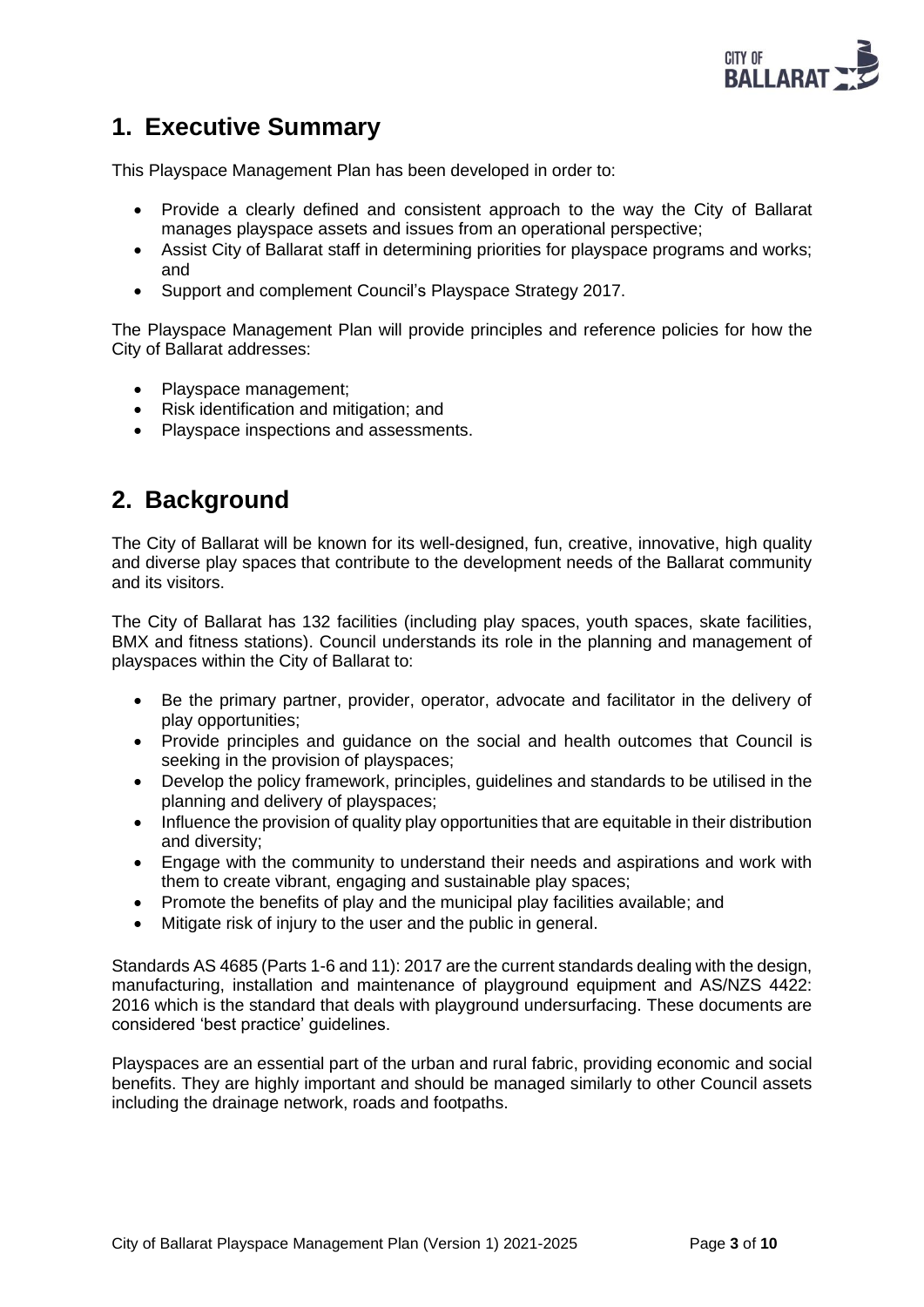# 1. Executive Summary

This Playspace Management Plan has been developed in order to:

- Provide a clearly defined and consistent approach to the way the City of Ballarat manages playspace assets and issues from an operational perspective;
- Assist City of Ballarat staff in determining priorities for playspace programs and works; and
- Support and complement Council's Playspace Strategy 2017.

The Playspace Management Plan will provide principles and reference policies for how the City of Ballarat addresses:

- Playspace management;
- Risk identification and mitigation; and
- Playspace inspections and assessments.

# 2. Background

The City of Ballarat will be known for its well-designed, fun, creative, innovative, high quality and diverse play spaces that contribute to the development needs of the Ballarat community and its visitors.

The City of Ballarat has 132 facilities (including play spaces, youth spaces, skate facilities, BMX and fitness stations). Council understands its role in the planning and management of playspaces within the City of Ballarat to:

- Be the primary partner, provider, operator, advocate and facilitator in the delivery of play opportunities;
- Provide principles and guidance on the social and health outcomes that Council is seeking in the provision of playspaces;
- Develop the policy framework, principles, guidelines and standards to be utilised in the planning and delivery of playspaces;
- Influence the provision of quality play opportunities that are equitable in their distribution and diversity;
- Engage with the community to understand their needs and aspirations and work with them to create vibrant, engaging and sustainable play spaces;
- Promote the benefits of play and the municipal play facilities available; and
- Mitigate risk of injury to the user and the public in general.

Standards AS 4685 (Parts 1-6 and 11): 2017 are the current standards dealing with the design, manufacturing, installation and maintenance of playground equipment and AS/NZS 4422: 2016 which is the standard that deals with playground undersurfacing. These documents are considered 'best practice' guidelines.

Playspaces are an essential part of the urban and rural fabric, providing economic and social benefits. They are highly important and should be managed similarly to other Council assets including the drainage network, roads and footpaths.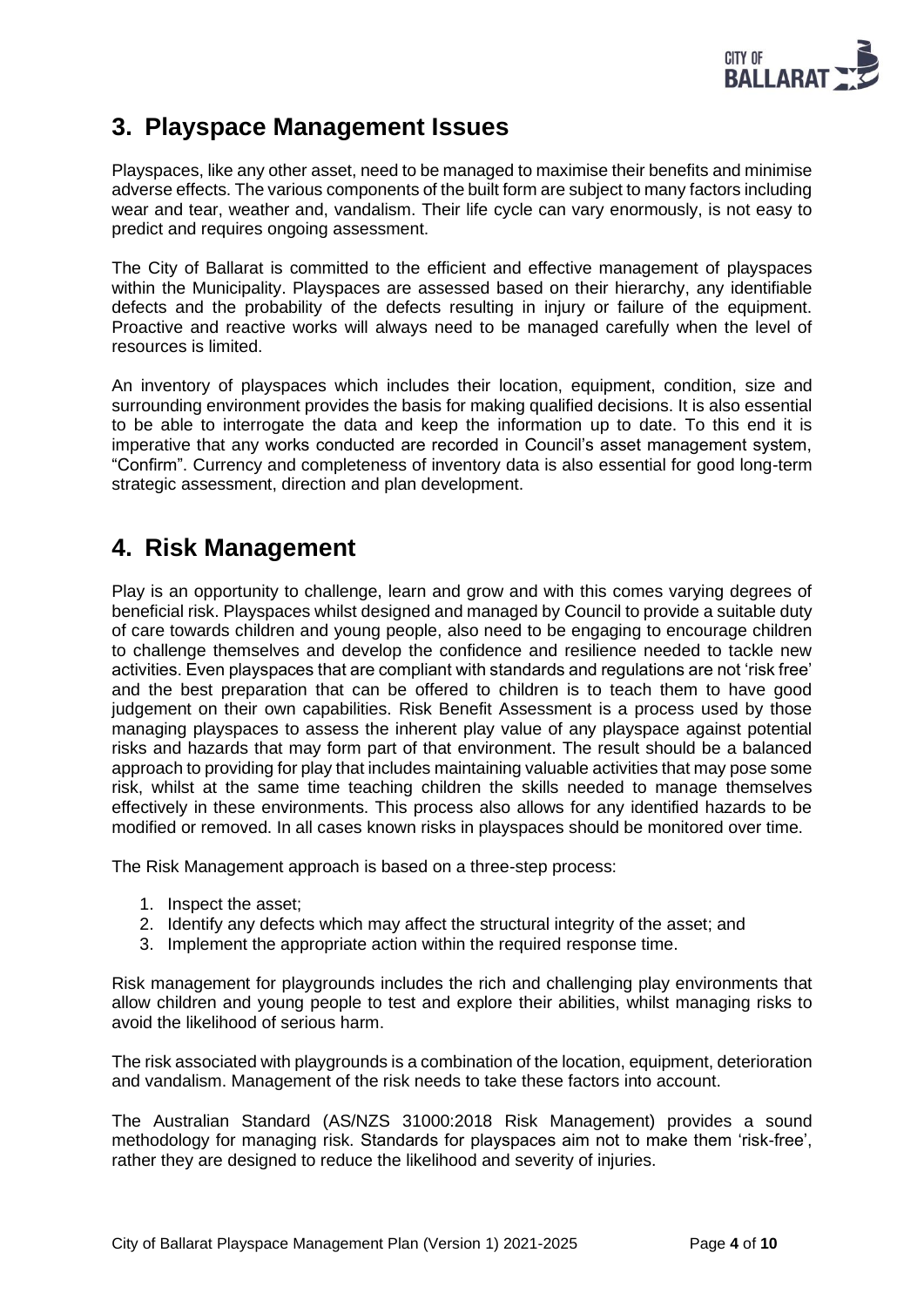## 3. Playspace Management Issues

Playspaces, like any other asset, need to be managed to maximise their benefits and minimise adverse effects. The various components of the built form are subject to many factors including wear and tear, weather and, vandalism. Their life cycle can vary enormously, is not easy to predict and requires ongoing assessment.

The City of Ballarat is committed to the efficient and effective management of playspaces within the Municipality. Playspaces are assessed based on their hierarchy, any identifiable defects and the probability of the defects resulting in injury or failure of the equipment. Proactive and reactive works will always need to be managed carefully when the level of resources is limited.

An inventory of playspaces which includes their location, equipment, condition, size and surrounding environment provides the basis for making qualified decisions. It is also essential to be able to interrogate the data and keep the information up to date. To this end it is imperative that any works conducted are recorded in Council's asset management system, "Confirm". Currency and completeness of inventory data is also essential for good long-term strategic assessment, direction and plan development.

## 4. Risk Management

Play is an opportunity to challenge, learn and grow and with this comes varying degrees of beneficial risk. Playspaces whilst designed and managed by Council to provide a suitable duty of care towards children and young people, also need to be engaging to encourage children to challenge themselves and develop the confidence and resilience needed to tackle new activities. Even playspaces that are compliant with standards and regulations are not 'risk free' and the best preparation that can be offered to children is to teach them to have good judgement on their own capabilities. Risk Benefit Assessment is a process used by those managing playspaces to assess the inherent play value of any playspace against potential risks and hazards that may form part of that environment. The result should be a balanced approach to providing for play that includes maintaining valuable activities that may pose some risk, whilst at the same time teaching children the skills needed to manage themselves effectively in these environments. This process also allows for any identified hazards to be modified or removed. In all cases known risks in playspaces should be monitored over time.

The Risk Management approach is based on a three-step process:

1. Inspect the asset;
2. Identify any defects which may affect the structural integrity of the asset; and
3. Implement the appropriate action within the required response time.

Risk management for playgrounds includes the rich and challenging play environments that allow children and young people to test and explore their abilities, whilst managing risks to avoid the likelihood of serious harm.

The risk associated with playgrounds is a combination of the location, equipment, deterioration and vandalism. Management of the risk needs to take these factors into account.

The Australian Standard (AS/NZS 31000:2018 Risk Management) provides a sound methodology for managing risk. Standards for playspaces aim not to make them 'risk-free', rather they are designed to reduce the likelihood and severity of injuries.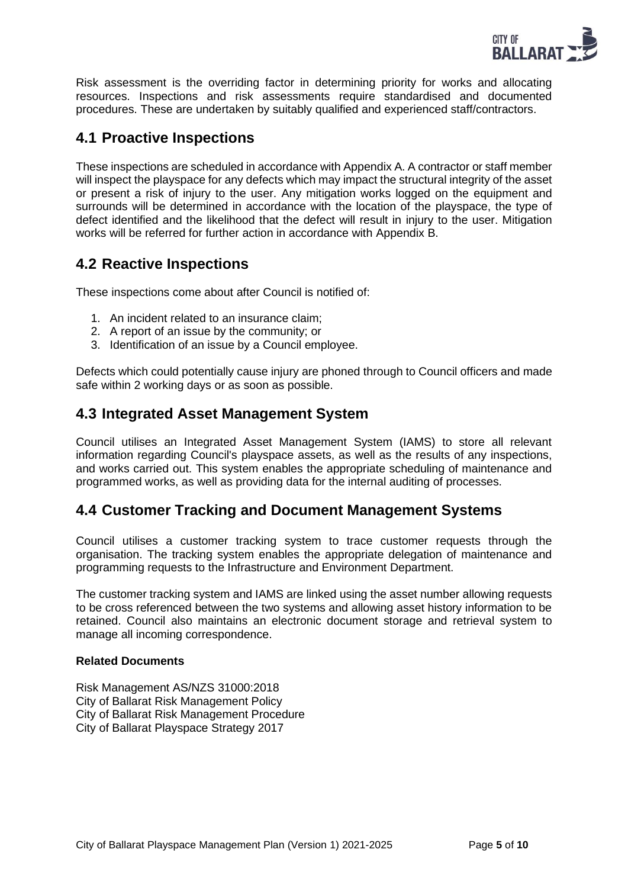Risk assessment is the overriding factor in determining priority for works and allocating resources. Inspections and risk assessments require standardised and documented procedures. These are undertaken by suitably qualified and experienced staff/contractors.

## 4.1 Proactive Inspections

These inspections are scheduled in accordance with Appendix A. A contractor or staff member will inspect the playspace for any defects which may impact the structural integrity of the asset or present a risk of injury to the user. Any mitigation works logged on the equipment and surrounds will be determined in accordance with the location of the playspace, the type of defect identified and the likelihood that the defect will result in injury to the user. Mitigation works will be referred for further action in accordance with Appendix B.

## 4.2 Reactive Inspections

These inspections come about after Council is notified of:

1. An incident related to an insurance claim;
2. A report of an issue by the community; or
3. Identification of an issue by a Council employee.

Defects which could potentially cause injury are phoned through to Council officers and made safe within 2 working days or as soon as possible.

## 4.3 Integrated Asset Management System

Council utilises an Integrated Asset Management System (IAMS) to store all relevant information regarding Council's playspace assets, as well as the results of any inspections, and works carried out. This system enables the appropriate scheduling of maintenance and programmed works, as well as providing data for the internal auditing of processes.

## 4.4 Customer Tracking and Document Management Systems

Council utilises a customer tracking system to trace customer requests through the organisation. The tracking system enables the appropriate delegation of maintenance and programming requests to the Infrastructure and Environment Department.

The customer tracking system and IAMS are linked using the asset number allowing requests to be cross referenced between the two systems and allowing asset history information to be retained. Council also maintains an electronic document storage and retrieval system to manage all incoming correspondence.

**Related Documents**

Risk Management AS/NZS 31000:2018
City of Ballarat Risk Management Policy
City of Ballarat Risk Management Procedure
City of Ballarat Playspace Strategy 2017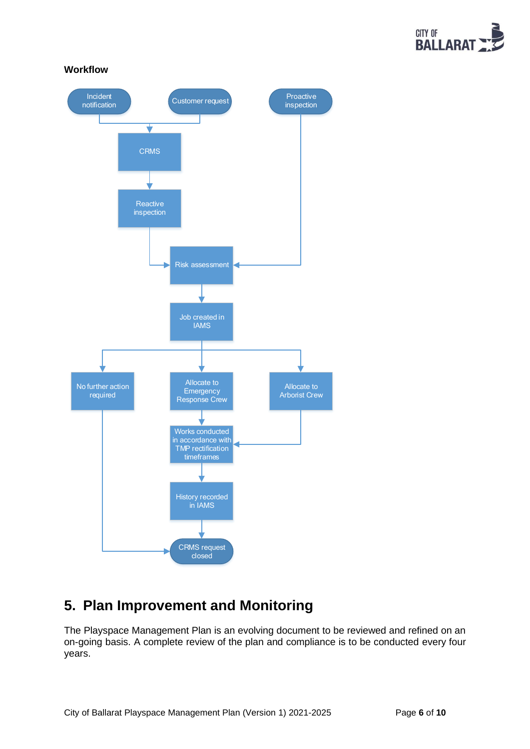**Workflow**

Incident notification

Customer request

Proactive inspection

CRMS

Reactive inspection

Risk assessment

Job created in IAMS

No further action required

Allocate to Emergency Response Crew

Allocate to Arborist Crew

Works conducted in accordance with TMP rectification timeframes

History recorded in IAMS

CRMS request closed

# 5. Plan Improvement and Monitoring

The Playspace Management Plan is an evolving document to be reviewed and refined on an on-going basis. A complete review of the plan and compliance is to be conducted every four years.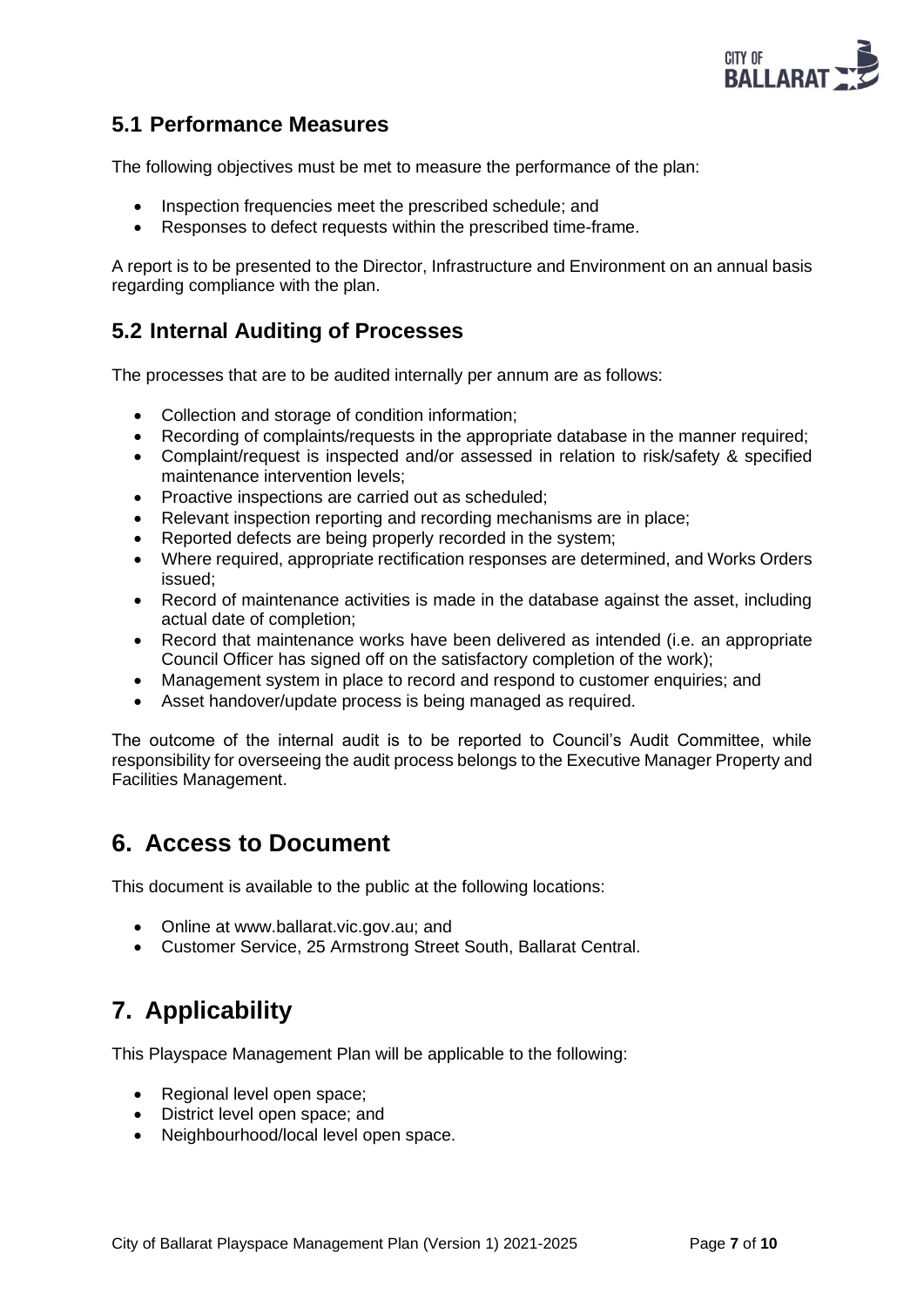## 5.1 Performance Measures

The following objectives must be met to measure the performance of the plan:

- Inspection frequencies meet the prescribed schedule; and
- Responses to defect requests within the prescribed time-frame.

A report is to be presented to the Director, Infrastructure and Environment on an annual basis regarding compliance with the plan.

## 5.2 Internal Auditing of Processes

The processes that are to be audited internally per annum are as follows:

- Collection and storage of condition information;
- Recording of complaints/requests in the appropriate database in the manner required;
- Complaint/request is inspected and/or assessed in relation to risk/safety & specified maintenance intervention levels;
- Proactive inspections are carried out as scheduled;
- Relevant inspection reporting and recording mechanisms are in place;
- Reported defects are being properly recorded in the system;
- Where required, appropriate rectification responses are determined, and Works Orders issued;
- Record of maintenance activities is made in the database against the asset, including actual date of completion;
- Record that maintenance works have been delivered as intended (i.e. an appropriate Council Officer has signed off on the satisfactory completion of the work);
- Management system in place to record and respond to customer enquiries; and
- Asset handover/update process is being managed as required.

The outcome of the internal audit is to be reported to Council's Audit Committee, while responsibility for overseeing the audit process belongs to the Executive Manager Property and Facilities Management.

# 6. Access to Document

This document is available to the public at the following locations:

- Online at www.ballarat.vic.gov.au; and
- Customer Service, 25 Armstrong Street South, Ballarat Central.

# 7. Applicability

This Playspace Management Plan will be applicable to the following:

- Regional level open space;
- District level open space; and
- Neighbourhood/local level open space.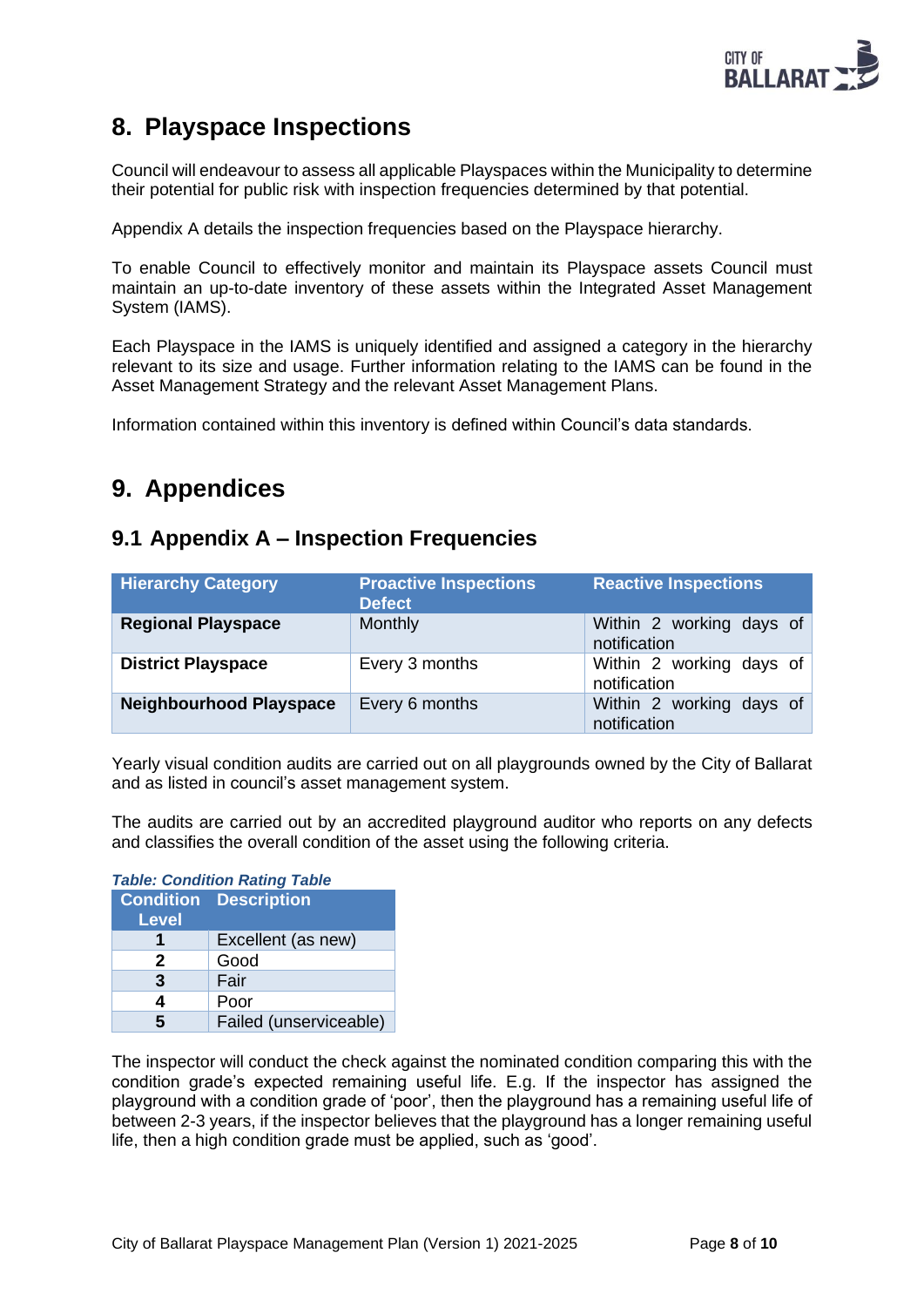## 8. Playspace Inspections

Council will endeavour to assess all applicable Playspaces within the Municipality to determine their potential for public risk with inspection frequencies determined by that potential.

Appendix A details the inspection frequencies based on the Playspace hierarchy.

To enable Council to effectively monitor and maintain its Playspace assets Council must maintain an up-to-date inventory of these assets within the Integrated Asset Management System (IAMS).

Each Playspace in the IAMS is uniquely identified and assigned a category in the hierarchy relevant to its size and usage. Further information relating to the IAMS can be found in the Asset Management Strategy and the relevant Asset Management Plans.

Information contained within this inventory is defined within Council's data standards.

## 9. Appendices

### 9.1 Appendix A – Inspection Frequencies

| Hierarchy Category | Proactive Inspections Defect | Reactive Inspections |
|---|---|---|
| **Regional Playspace** | Monthly | Within 2 working days of notification |
| **District Playspace** | Every 3 months | Within 2 working days of notification |
| **Neighbourhood Playspace** | Every 6 months | Within 2 working days of notification |

Yearly visual condition audits are carried out on all playgrounds owned by the City of Ballarat and as listed in council's asset management system.

The audits are carried out by an accredited playground auditor who reports on any defects and classifies the overall condition of the asset using the following criteria.

***Table: Condition Rating Table***

| Condition Level | Description |
|---|---|
| **1** | Excellent (as new) |
| **2** | Good |
| **3** | Fair |
| **4** | Poor |
| **5** | Failed (unserviceable) |

The inspector will conduct the check against the nominated condition comparing this with the condition grade's expected remaining useful life. E.g. If the inspector has assigned the playground with a condition grade of 'poor', then the playground has a remaining useful life of between 2-3 years, if the inspector believes that the playground has a longer remaining useful life, then a high condition grade must be applied, such as 'good'.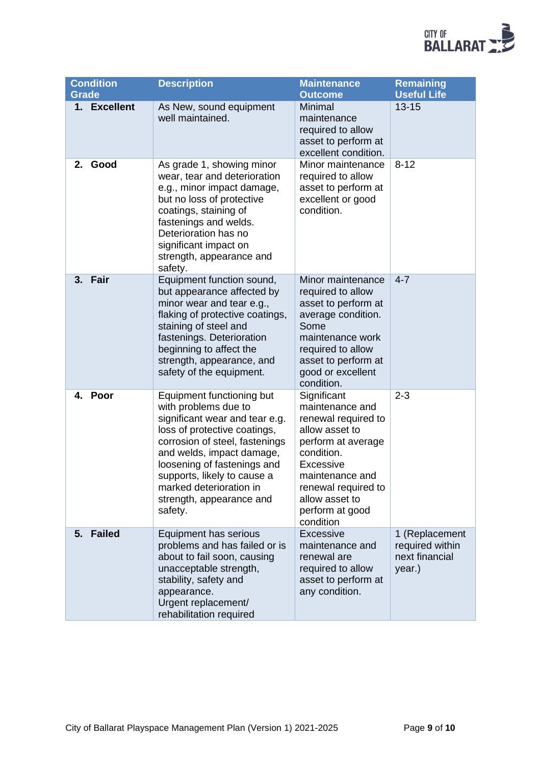| Condition Grade | Description | Maintenance Outcome | Remaining Useful Life |
|---|---|---|---|
| **1. Excellent** | As New, sound equipment well maintained. | Minimal maintenance required to allow asset to perform at excellent condition. | 13-15 |
| **2. Good** | As grade 1, showing minor wear, tear and deterioration e.g., minor impact damage, but no loss of protective coatings, staining of fastenings and welds. Deterioration has no significant impact on strength, appearance and safety. | Minor maintenance required to allow asset to perform at excellent or good condition. | 8-12 |
| **3. Fair** | Equipment function sound, but appearance affected by minor wear and tear e.g., flaking of protective coatings, staining of steel and fastenings. Deterioration beginning to affect the strength, appearance, and safety of the equipment. | Minor maintenance required to allow asset to perform at average condition. Some maintenance work required to allow asset to perform at good or excellent condition. | 4-7 |
| **4. Poor** | Equipment functioning but with problems due to significant wear and tear e.g. loss of protective coatings, corrosion of steel, fastenings and welds, impact damage, loosening of fastenings and supports, likely to cause a marked deterioration in strength, appearance and safety. | Significant maintenance and renewal required to allow asset to perform at average condition. Excessive maintenance and renewal required to allow asset to perform at good condition | 2-3 |
| **5. Failed** | Equipment has serious problems and has failed or is about to fail soon, causing unacceptable strength, stability, safety and appearance. Urgent replacement/ rehabilitation required | Excessive maintenance and renewal are required to allow asset to perform at any condition. | 1 (Replacement required within next financial year.) |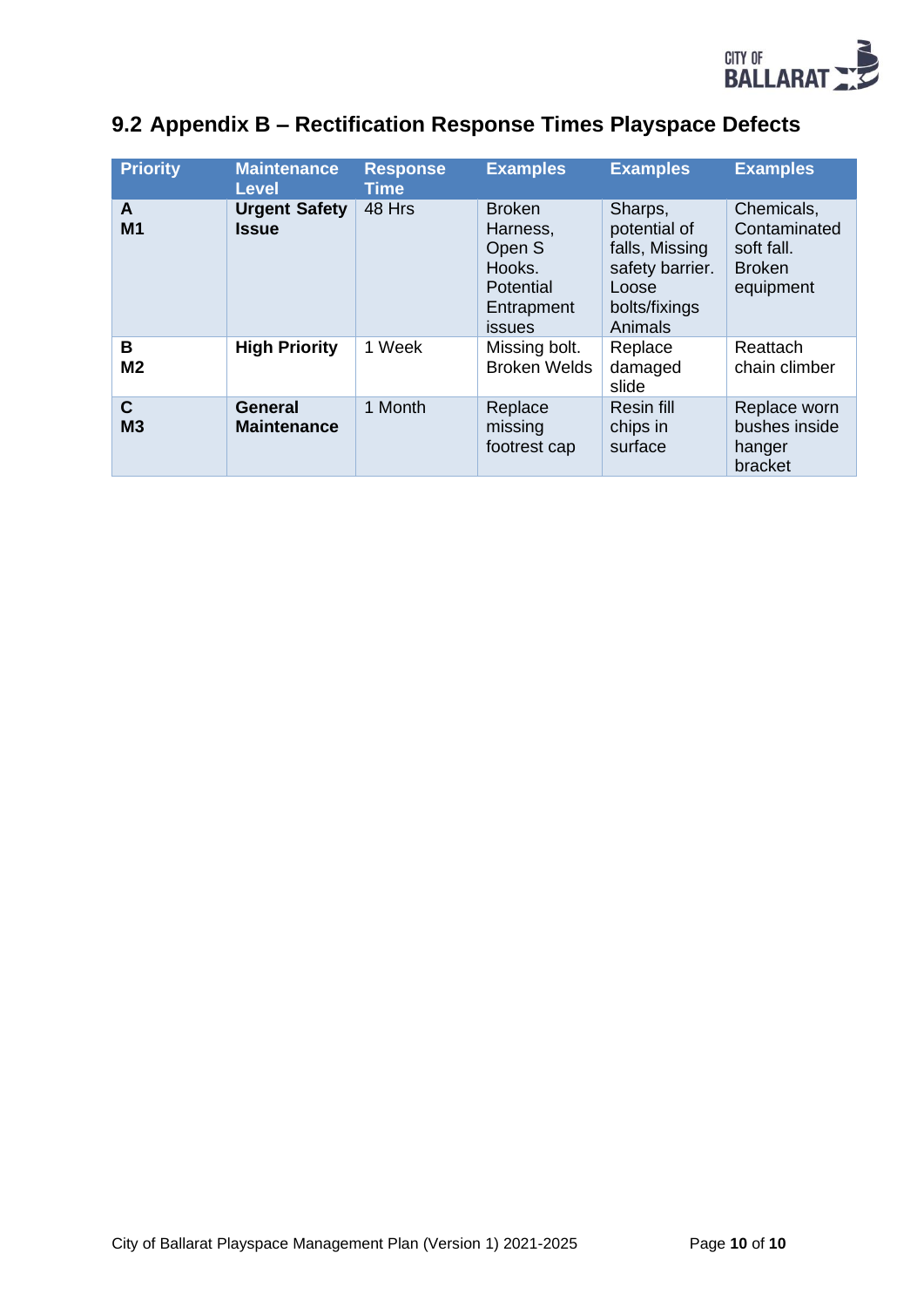## 9.2 Appendix B – Rectification Response Times Playspace Defects

| Priority | Maintenance Level | Response Time | Examples | Examples | Examples |
|---|---|---|---|---|---|
| **A**<br>**M1** | **Urgent Safety Issue** | 48 Hrs | Broken Harness, Open S Hooks. Potential Entrapment issues | Sharps, potential of falls, Missing safety barrier. Loose bolts/fixings Animals | Chemicals, Contaminated soft fall. Broken equipment |
| **B**<br>**M2** | **High Priority** | 1 Week | Missing bolt. Broken Welds | Replace damaged slide | Reattach chain climber |
| **C**<br>**M3** | **General Maintenance** | 1 Month | Replace missing footrest cap | Resin fill chips in surface | Replace worn bushes inside hanger bracket |